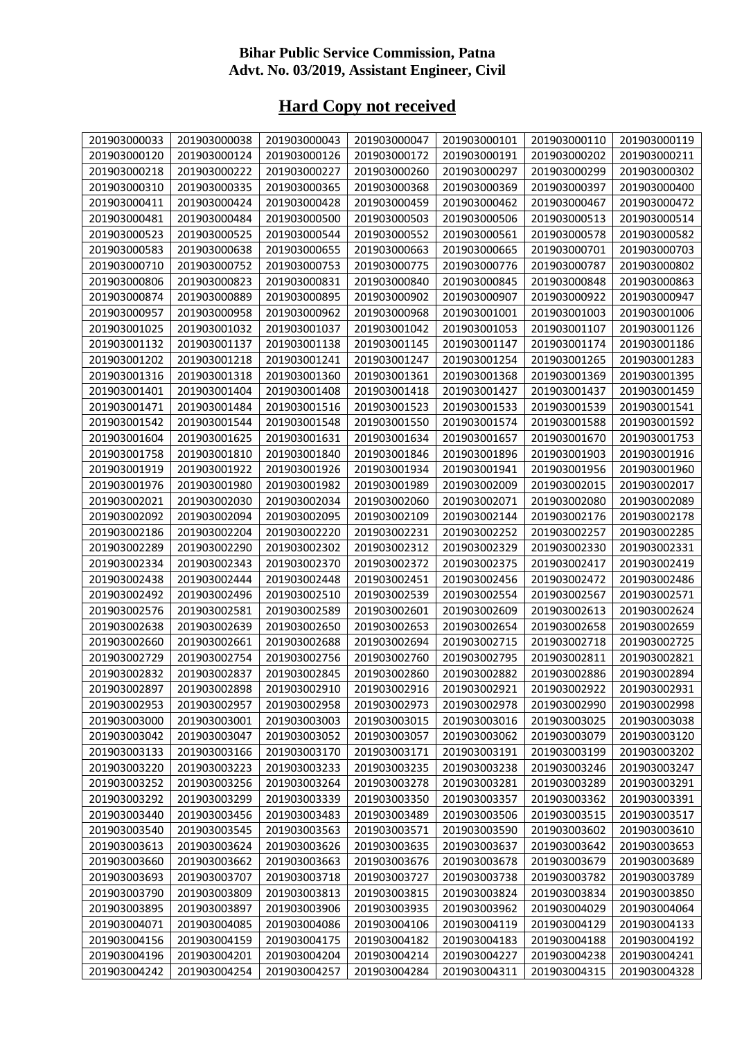**Bihar Public Service Commission, Patna**
**Advt. No. 03/2019, Assistant Engineer, Civil**

## Hard Copy not received

| | | | | | | |
|---|---|---|---|---|---|---|
| 201903000033 | 201903000038 | 201903000043 | 201903000047 | 201903000101 | 201903000110 | 201903000119 |
| 201903000120 | 201903000124 | 201903000126 | 201903000172 | 201903000191 | 201903000202 | 201903000211 |
| 201903000218 | 201903000222 | 201903000227 | 201903000260 | 201903000297 | 201903000299 | 201903000302 |
| 201903000310 | 201903000335 | 201903000365 | 201903000368 | 201903000369 | 201903000397 | 201903000400 |
| 201903000411 | 201903000424 | 201903000428 | 201903000459 | 201903000462 | 201903000467 | 201903000472 |
| 201903000481 | 201903000484 | 201903000500 | 201903000503 | 201903000506 | 201903000513 | 201903000514 |
| 201903000523 | 201903000525 | 201903000544 | 201903000552 | 201903000561 | 201903000578 | 201903000582 |
| 201903000583 | 201903000638 | 201903000655 | 201903000663 | 201903000665 | 201903000701 | 201903000703 |
| 201903000710 | 201903000752 | 201903000753 | 201903000775 | 201903000776 | 201903000787 | 201903000802 |
| 201903000806 | 201903000823 | 201903000831 | 201903000840 | 201903000845 | 201903000848 | 201903000863 |
| 201903000874 | 201903000889 | 201903000895 | 201903000902 | 201903000907 | 201903000922 | 201903000947 |
| 201903000957 | 201903000958 | 201903000962 | 201903000968 | 201903001001 | 201903001003 | 201903001006 |
| 201903001025 | 201903001032 | 201903001037 | 201903001042 | 201903001053 | 201903001107 | 201903001126 |
| 201903001132 | 201903001137 | 201903001138 | 201903001145 | 201903001147 | 201903001174 | 201903001186 |
| 201903001202 | 201903001218 | 201903001241 | 201903001247 | 201903001254 | 201903001265 | 201903001283 |
| 201903001316 | 201903001318 | 201903001360 | 201903001361 | 201903001368 | 201903001369 | 201903001395 |
| 201903001401 | 201903001404 | 201903001408 | 201903001418 | 201903001427 | 201903001437 | 201903001459 |
| 201903001471 | 201903001484 | 201903001516 | 201903001523 | 201903001533 | 201903001539 | 201903001541 |
| 201903001542 | 201903001544 | 201903001548 | 201903001550 | 201903001574 | 201903001588 | 201903001592 |
| 201903001604 | 201903001625 | 201903001631 | 201903001634 | 201903001657 | 201903001670 | 201903001753 |
| 201903001758 | 201903001810 | 201903001840 | 201903001846 | 201903001896 | 201903001903 | 201903001916 |
| 201903001919 | 201903001922 | 201903001926 | 201903001934 | 201903001941 | 201903001956 | 201903001960 |
| 201903001976 | 201903001980 | 201903001982 | 201903001989 | 201903002009 | 201903002015 | 201903002017 |
| 201903002021 | 201903002030 | 201903002034 | 201903002060 | 201903002071 | 201903002080 | 201903002089 |
| 201903002092 | 201903002094 | 201903002095 | 201903002109 | 201903002144 | 201903002176 | 201903002178 |
| 201903002186 | 201903002204 | 201903002220 | 201903002231 | 201903002252 | 201903002257 | 201903002285 |
| 201903002289 | 201903002290 | 201903002302 | 201903002312 | 201903002329 | 201903002330 | 201903002331 |
| 201903002334 | 201903002343 | 201903002370 | 201903002372 | 201903002375 | 201903002417 | 201903002419 |
| 201903002438 | 201903002444 | 201903002448 | 201903002451 | 201903002456 | 201903002472 | 201903002486 |
| 201903002492 | 201903002496 | 201903002510 | 201903002539 | 201903002554 | 201903002567 | 201903002571 |
| 201903002576 | 201903002581 | 201903002589 | 201903002601 | 201903002609 | 201903002613 | 201903002624 |
| 201903002638 | 201903002639 | 201903002650 | 201903002653 | 201903002654 | 201903002658 | 201903002659 |
| 201903002660 | 201903002661 | 201903002688 | 201903002694 | 201903002715 | 201903002718 | 201903002725 |
| 201903002729 | 201903002754 | 201903002756 | 201903002760 | 201903002795 | 201903002811 | 201903002821 |
| 201903002832 | 201903002837 | 201903002845 | 201903002860 | 201903002882 | 201903002886 | 201903002894 |
| 201903002897 | 201903002898 | 201903002910 | 201903002916 | 201903002921 | 201903002922 | 201903002931 |
| 201903002953 | 201903002957 | 201903002958 | 201903002973 | 201903002978 | 201903002990 | 201903002998 |
| 201903003000 | 201903003001 | 201903003003 | 201903003015 | 201903003016 | 201903003025 | 201903003038 |
| 201903003042 | 201903003047 | 201903003052 | 201903003057 | 201903003062 | 201903003079 | 201903003120 |
| 201903003133 | 201903003166 | 201903003170 | 201903003171 | 201903003191 | 201903003199 | 201903003202 |
| 201903003220 | 201903003223 | 201903003233 | 201903003235 | 201903003238 | 201903003246 | 201903003247 |
| 201903003252 | 201903003256 | 201903003264 | 201903003278 | 201903003281 | 201903003289 | 201903003291 |
| 201903003292 | 201903003299 | 201903003339 | 201903003350 | 201903003357 | 201903003362 | 201903003391 |
| 201903003440 | 201903003456 | 201903003483 | 201903003489 | 201903003506 | 201903003515 | 201903003517 |
| 201903003540 | 201903003545 | 201903003563 | 201903003571 | 201903003590 | 201903003602 | 201903003610 |
| 201903003613 | 201903003624 | 201903003626 | 201903003635 | 201903003637 | 201903003642 | 201903003653 |
| 201903003660 | 201903003662 | 201903003663 | 201903003676 | 201903003678 | 201903003679 | 201903003689 |
| 201903003693 | 201903003707 | 201903003718 | 201903003727 | 201903003738 | 201903003782 | 201903003789 |
| 201903003790 | 201903003809 | 201903003813 | 201903003815 | 201903003824 | 201903003834 | 201903003850 |
| 201903003895 | 201903003897 | 201903003906 | 201903003935 | 201903003962 | 201903004029 | 201903004064 |
| 201903004071 | 201903004085 | 201903004086 | 201903004106 | 201903004119 | 201903004129 | 201903004133 |
| 201903004156 | 201903004159 | 201903004175 | 201903004182 | 201903004183 | 201903004188 | 201903004192 |
| 201903004196 | 201903004201 | 201903004204 | 201903004214 | 201903004227 | 201903004238 | 201903004241 |
| 201903004242 | 201903004254 | 201903004257 | 201903004284 | 201903004311 | 201903004315 | 201903004328 |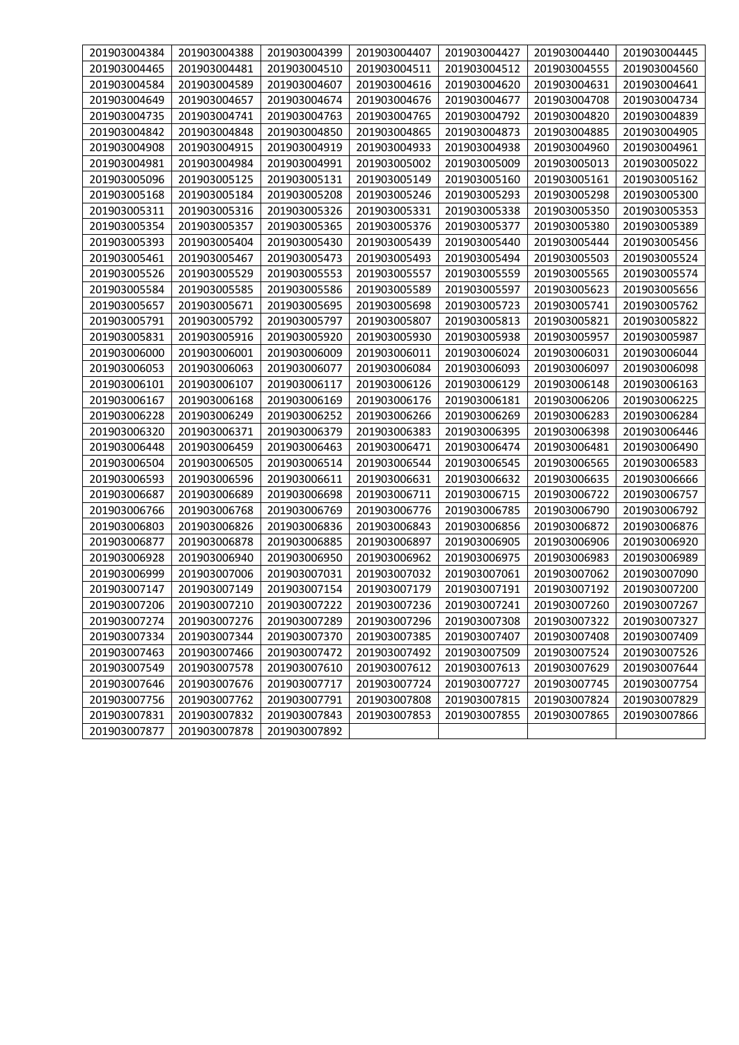| | | | | | | |
|---|---|---|---|---|---|---|
| 201903004384 | 201903004388 | 201903004399 | 201903004407 | 201903004427 | 201903004440 | 201903004445 |
| 201903004465 | 201903004481 | 201903004510 | 201903004511 | 201903004512 | 201903004555 | 201903004560 |
| 201903004584 | 201903004589 | 201903004607 | 201903004616 | 201903004620 | 201903004631 | 201903004641 |
| 201903004649 | 201903004657 | 201903004674 | 201903004676 | 201903004677 | 201903004708 | 201903004734 |
| 201903004735 | 201903004741 | 201903004763 | 201903004765 | 201903004792 | 201903004820 | 201903004839 |
| 201903004842 | 201903004848 | 201903004850 | 201903004865 | 201903004873 | 201903004885 | 201903004905 |
| 201903004908 | 201903004915 | 201903004919 | 201903004933 | 201903004938 | 201903004960 | 201903004961 |
| 201903004981 | 201903004984 | 201903004991 | 201903005002 | 201903005009 | 201903005013 | 201903005022 |
| 201903005096 | 201903005125 | 201903005131 | 201903005149 | 201903005160 | 201903005161 | 201903005162 |
| 201903005168 | 201903005184 | 201903005208 | 201903005246 | 201903005293 | 201903005298 | 201903005300 |
| 201903005311 | 201903005316 | 201903005326 | 201903005331 | 201903005338 | 201903005350 | 201903005353 |
| 201903005354 | 201903005357 | 201903005365 | 201903005376 | 201903005377 | 201903005380 | 201903005389 |
| 201903005393 | 201903005404 | 201903005430 | 201903005439 | 201903005440 | 201903005444 | 201903005456 |
| 201903005461 | 201903005467 | 201903005473 | 201903005493 | 201903005494 | 201903005503 | 201903005524 |
| 201903005526 | 201903005529 | 201903005553 | 201903005557 | 201903005559 | 201903005565 | 201903005574 |
| 201903005584 | 201903005585 | 201903005586 | 201903005589 | 201903005597 | 201903005623 | 201903005656 |
| 201903005657 | 201903005671 | 201903005695 | 201903005698 | 201903005723 | 201903005741 | 201903005762 |
| 201903005791 | 201903005792 | 201903005797 | 201903005807 | 201903005813 | 201903005821 | 201903005822 |
| 201903005831 | 201903005916 | 201903005920 | 201903005930 | 201903005938 | 201903005957 | 201903005987 |
| 201903006000 | 201903006001 | 201903006009 | 201903006011 | 201903006024 | 201903006031 | 201903006044 |
| 201903006053 | 201903006063 | 201903006077 | 201903006084 | 201903006093 | 201903006097 | 201903006098 |
| 201903006101 | 201903006107 | 201903006117 | 201903006126 | 201903006129 | 201903006148 | 201903006163 |
| 201903006167 | 201903006168 | 201903006169 | 201903006176 | 201903006181 | 201903006206 | 201903006225 |
| 201903006228 | 201903006249 | 201903006252 | 201903006266 | 201903006269 | 201903006283 | 201903006284 |
| 201903006320 | 201903006371 | 201903006379 | 201903006383 | 201903006395 | 201903006398 | 201903006446 |
| 201903006448 | 201903006459 | 201903006463 | 201903006471 | 201903006474 | 201903006481 | 201903006490 |
| 201903006504 | 201903006505 | 201903006514 | 201903006544 | 201903006545 | 201903006565 | 201903006583 |
| 201903006593 | 201903006596 | 201903006611 | 201903006631 | 201903006632 | 201903006635 | 201903006666 |
| 201903006687 | 201903006689 | 201903006698 | 201903006711 | 201903006715 | 201903006722 | 201903006757 |
| 201903006766 | 201903006768 | 201903006769 | 201903006776 | 201903006785 | 201903006790 | 201903006792 |
| 201903006803 | 201903006826 | 201903006836 | 201903006843 | 201903006856 | 201903006872 | 201903006876 |
| 201903006877 | 201903006878 | 201903006885 | 201903006897 | 201903006905 | 201903006906 | 201903006920 |
| 201903006928 | 201903006940 | 201903006950 | 201903006962 | 201903006975 | 201903006983 | 201903006989 |
| 201903006999 | 201903007006 | 201903007031 | 201903007032 | 201903007061 | 201903007062 | 201903007090 |
| 201903007147 | 201903007149 | 201903007154 | 201903007179 | 201903007191 | 201903007192 | 201903007200 |
| 201903007206 | 201903007210 | 201903007222 | 201903007236 | 201903007241 | 201903007260 | 201903007267 |
| 201903007274 | 201903007276 | 201903007289 | 201903007296 | 201903007308 | 201903007322 | 201903007327 |
| 201903007334 | 201903007344 | 201903007370 | 201903007385 | 201903007407 | 201903007408 | 201903007409 |
| 201903007463 | 201903007466 | 201903007472 | 201903007492 | 201903007509 | 201903007524 | 201903007526 |
| 201903007549 | 201903007578 | 201903007610 | 201903007612 | 201903007613 | 201903007629 | 201903007644 |
| 201903007646 | 201903007676 | 201903007717 | 201903007724 | 201903007727 | 201903007745 | 201903007754 |
| 201903007756 | 201903007762 | 201903007791 | 201903007808 | 201903007815 | 201903007824 | 201903007829 |
| 201903007831 | 201903007832 | 201903007843 | 201903007853 | 201903007855 | 201903007865 | 201903007866 |
| 201903007877 | 201903007878 | 201903007892 | | | | |